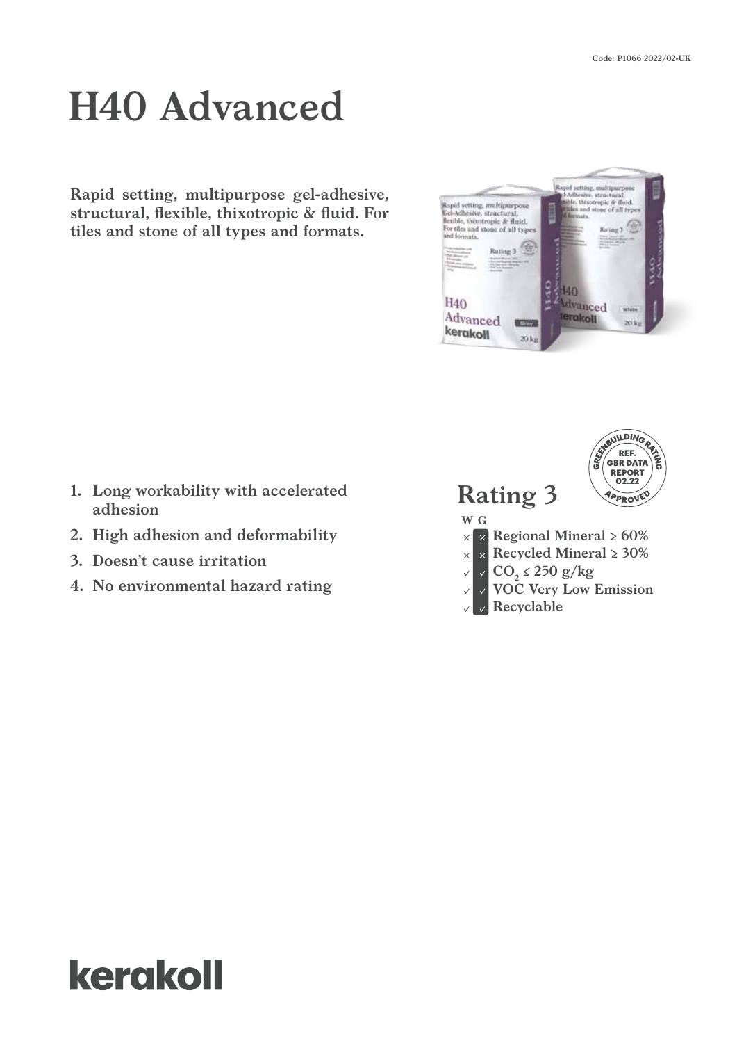Code: P1066 2022/02-UK

# H40 Advanced

**Rapid setting, multipurpose gel-adhesive, structural, flexible, thixotropic & fluid. For tiles and stone of all types and formats.**

1. **Long workability with accelerated adhesion**
2. **High adhesion and deformability**
3. **Doesn't cause irritation**
4. **No environmental hazard rating**

## Rating 3

GREENBUILDING RATING — REF. GBR DATA REPORT 02.22 — APPROVED

| W | G | |
|---|---|---|
| × | × | Regional Mineral ≥ 60% |
| × | × | Recycled Mineral ≥ 30% |
| ✓ | ✓ | $CO_2$ ≤ 250 g/kg |
| ✓ | ✓ | VOC Very Low Emission |
| ✓ | ✓ | Recyclable |

kerakoll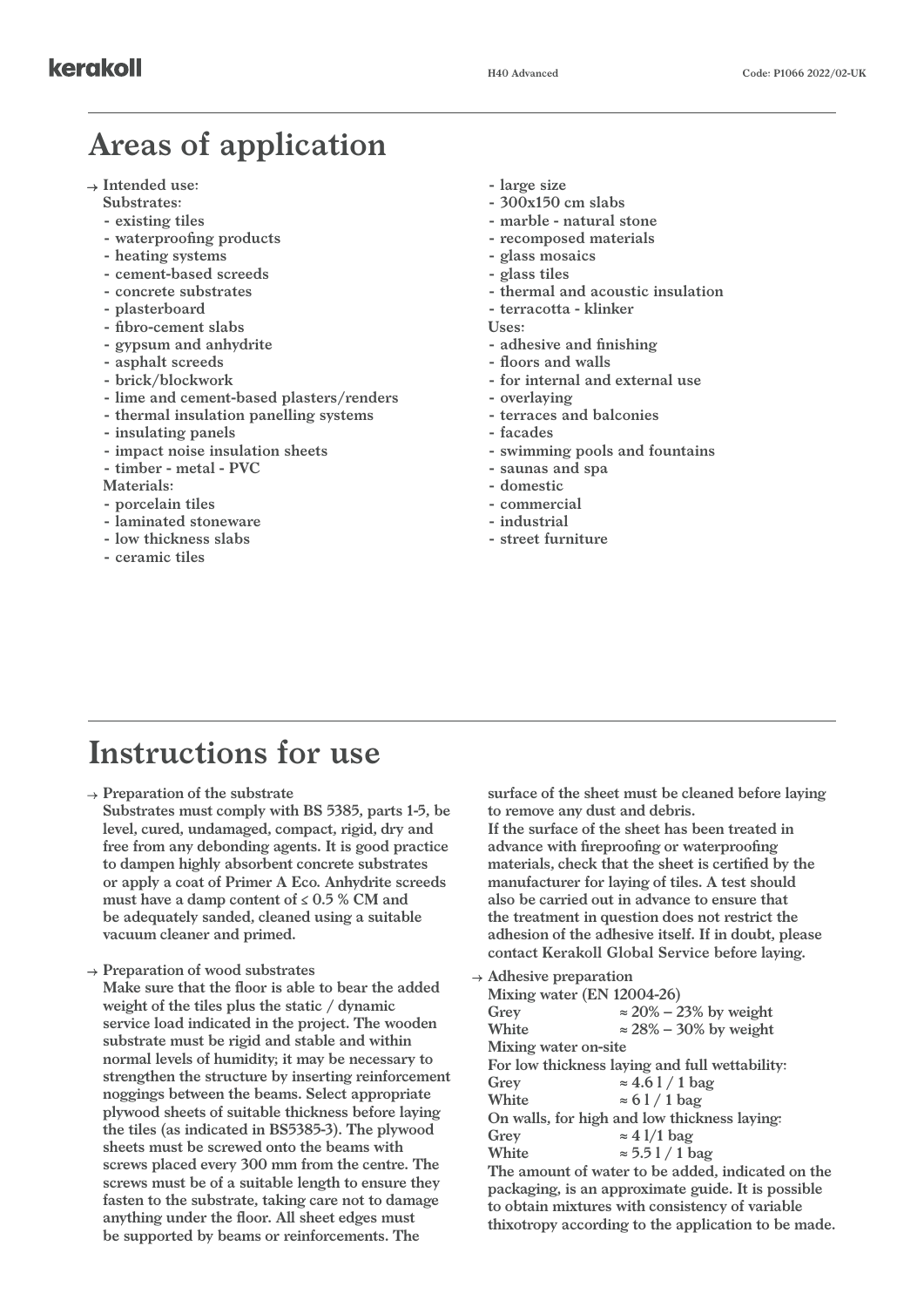# Areas of application

→ **Intended use:**

**Substrates:**
- existing tiles
- waterproofing products
- heating systems
- cement-based screeds
- concrete substrates
- plasterboard
- fibro-cement slabs
- gypsum and anhydrite
- asphalt screeds
- brick/blockwork
- lime and cement-based plasters/renders
- thermal insulation panelling systems
- insulating panels
- impact noise insulation sheets
- timber - metal - PVC

**Materials:**
- porcelain tiles
- laminated stoneware
- low thickness slabs
- ceramic tiles
- large size
- 300x150 cm slabs
- marble - natural stone
- recomposed materials
- glass mosaics
- glass tiles
- thermal and acoustic insulation
- terracotta - klinker

**Uses:**
- adhesive and finishing
- floors and walls
- for internal and external use
- overlaying
- terraces and balconies
- facades
- swimming pools and fountains
- saunas and spa
- domestic
- commercial
- industrial
- street furniture

# Instructions for use

→ **Preparation of the substrate**

Substrates must comply with BS 5385, parts 1-5, be level, cured, undamaged, compact, rigid, dry and free from any debonding agents. It is good practice to dampen highly absorbent concrete substrates or apply a coat of Primer A Eco. Anhydrite screeds must have a damp content of ≤ 0.5 % CM and be adequately sanded, cleaned using a suitable vacuum cleaner and primed.

→ **Preparation of wood substrates**

Make sure that the floor is able to bear the added weight of the tiles plus the static / dynamic service load indicated in the project. The wooden substrate must be rigid and stable and within normal levels of humidity; it may be necessary to strengthen the structure by inserting reinforcement noggings between the beams. Select appropriate plywood sheets of suitable thickness before laying the tiles (as indicated in BS5385-3). The plywood sheets must be screwed onto the beams with screws placed every 300 mm from the centre. The screws must be of a suitable length to ensure they fasten to the substrate, taking care not to damage anything under the floor. All sheet edges must be supported by beams or reinforcements. The surface of the sheet must be cleaned before laying to remove any dust and debris.

If the surface of the sheet has been treated in advance with fireproofing or waterproofing materials, check that the sheet is certified by the manufacturer for laying of tiles. A test should also be carried out in advance to ensure that the treatment in question does not restrict the adhesion of the adhesive itself. If in doubt, please contact Kerakoll Global Service before laying.

→ **Adhesive preparation**

Mixing water (EN 12004-26)

| | |
|---|---|
| Grey | ≈ 20% – 23% by weight |
| White | ≈ 28% – 30% by weight |

Mixing water on-site

For low thickness laying and full wettability:

| | |
|---|---|
| Grey | ≈ 4.6 l / 1 bag |
| White | ≈ 6 l / 1 bag |

On walls, for high and low thickness laying:

| | |
|---|---|
| Grey | ≈ 4 l/1 bag |
| White | ≈ 5.5 l / 1 bag |

The amount of water to be added, indicated on the packaging, is an approximate guide. It is possible to obtain mixtures with consistency of variable thixotropy according to the application to be made.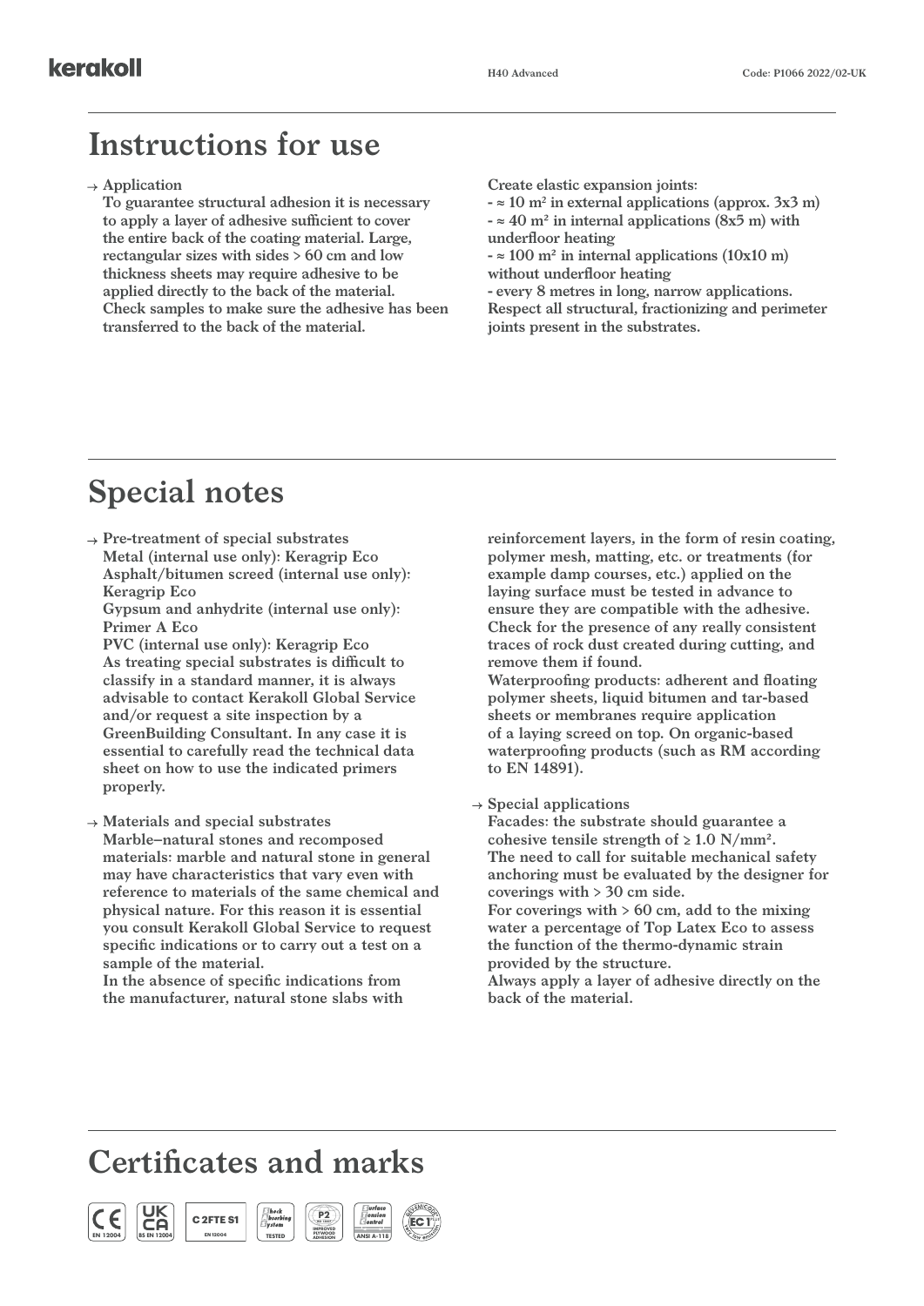# Instructions for use

→ **Application**
**To guarantee structural adhesion it is necessary to apply a layer of adhesive sufficient to cover the entire back of the coating material. Large, rectangular sizes with sides > 60 cm and low thickness sheets may require adhesive to be applied directly to the back of the material. Check samples to make sure the adhesive has been transferred to the back of the material.**

**Create elastic expansion joints:**
**- ≈ 10 m² in external applications (approx. 3x3 m)**
**- ≈ 40 m² in internal applications (8x5 m) with underfloor heating**
**- ≈ 100 m² in internal applications (10x10 m) without underfloor heating**
**- every 8 metres in long, narrow applications.**
**Respect all structural, fractionizing and perimeter joints present in the substrates.**

# Special notes

→ **Pre-treatment of special substrates**
**Metal (internal use only): Keragrip Eco**
**Asphalt/bitumen screed (internal use only): Keragrip Eco**
**Gypsum and anhydrite (internal use only): Primer A Eco**
**PVC (internal use only): Keragrip Eco**
**As treating special substrates is difficult to classify in a standard manner, it is always advisable to contact Kerakoll Global Service and/or request a site inspection by a GreenBuilding Consultant. In any case it is essential to carefully read the technical data sheet on how to use the indicated primers properly.**

→ **Materials and special substrates**
**Marble–natural stones and recomposed materials: marble and natural stone in general may have characteristics that vary even with reference to materials of the same chemical and physical nature. For this reason it is essential you consult Kerakoll Global Service to request specific indications or to carry out a test on a sample of the material.**
**In the absence of specific indications from the manufacturer, natural stone slabs with reinforcement layers, in the form of resin coating, polymer mesh, matting, etc. or treatments (for example damp courses, etc.) applied on the laying surface must be tested in advance to ensure they are compatible with the adhesive. Check for the presence of any really consistent traces of rock dust created during cutting, and remove them if found.**
**Waterproofing products: adherent and floating polymer sheets, liquid bitumen and tar-based sheets or membranes require application of a laying screed on top. On organic-based waterproofing products (such as RM according to EN 14891).**

→ **Special applications**
**Facades: the substrate should guarantee a cohesive tensile strength of ≥ 1.0 N/mm².**
**The need to call for suitable mechanical safety anchoring must be evaluated by the designer for coverings with > 30 cm side.**
**For coverings with > 60 cm, add to the mixing water a percentage of Top Latex Eco to assess the function of the thermo-dynamic strain provided by the structure.**
**Always apply a layer of adhesive directly on the back of the material.**

# Certificates and marks

CE EN 12004 | UKCA BS EN 12004 | C 2FTE S1 EN 12004 | Shock Absorbing System TESTED | P2 IMPROVED PLYWOOD ADHESION | Surface Tension Control ANSI A-118 | EMICODE EC1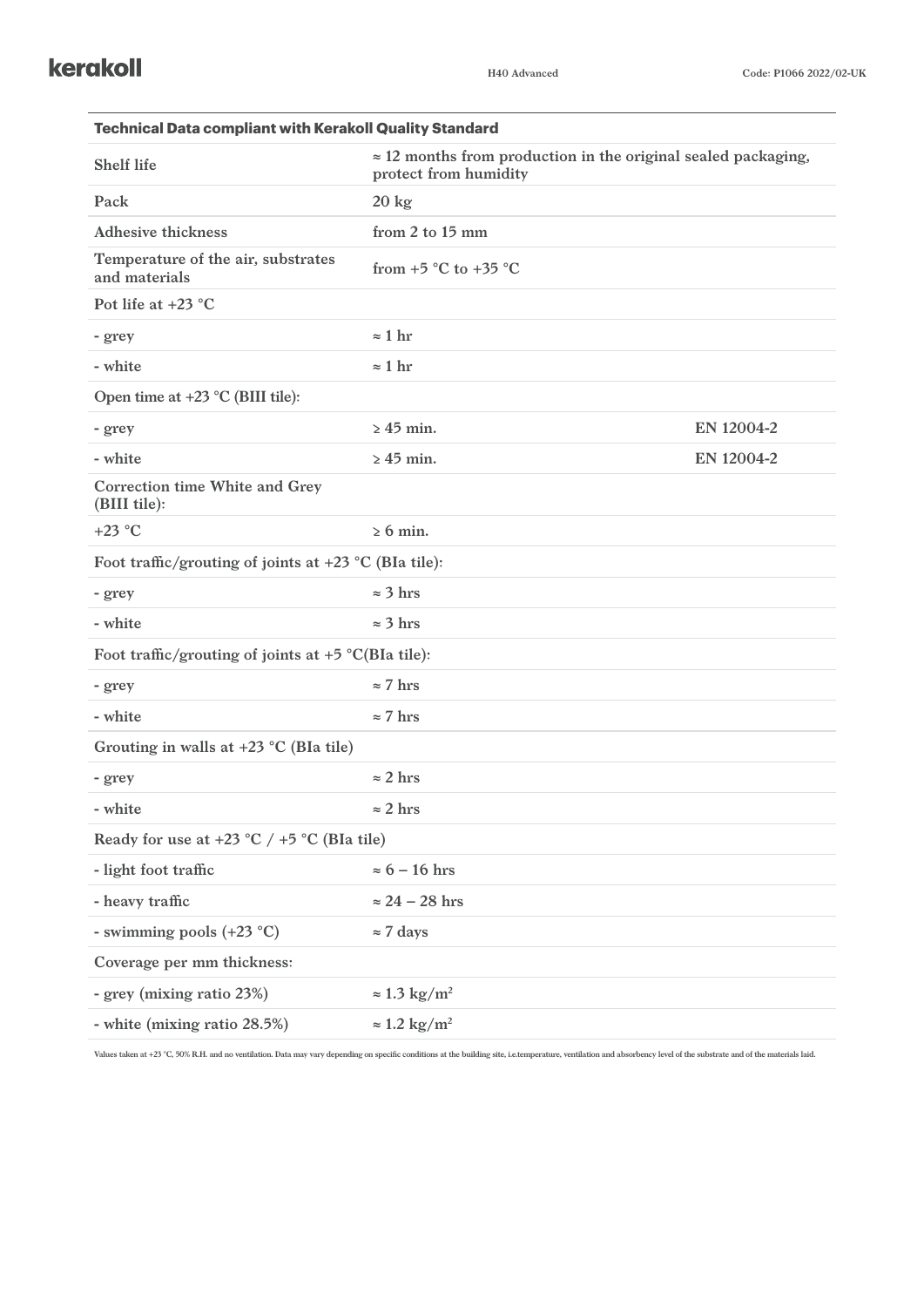| Technical Data compliant with Kerakoll Quality Standard | | |
| --- | --- | --- |
| Shelf life | ≈ 12 months from production in the original sealed packaging, protect from humidity | |
| Pack | 20 kg | |
| Adhesive thickness | from 2 to 15 mm | |
| Temperature of the air, substrates and materials | from +5 °C to +35 °C | |
| Pot life at +23 °C | | |
| - grey | ≈ 1 hr | |
| - white | ≈ 1 hr | |
| Open time at +23 °C (BIII tile): | | |
| - grey | ≥ 45 min. | EN 12004-2 |
| - white | ≥ 45 min. | EN 12004-2 |
| Correction time White and Grey (BIII tile): | | |
| +23 °C | ≥ 6 min. | |
| Foot traffic/grouting of joints at +23 °C (BIa tile): | | |
| - grey | ≈ 3 hrs | |
| - white | ≈ 3 hrs | |
| Foot traffic/grouting of joints at +5 °C(BIa tile): | | |
| - grey | ≈ 7 hrs | |
| - white | ≈ 7 hrs | |
| Grouting in walls at +23 °C (BIa tile) | | |
| - grey | ≈ 2 hrs | |
| - white | ≈ 2 hrs | |
| Ready for use at +23 °C / +5 °C (BIa tile) | | |
| - light foot traffic | ≈ 6 – 16 hrs | |
| - heavy traffic | ≈ 24 – 28 hrs | |
| - swimming pools (+23 °C) | ≈ 7 days | |
| Coverage per mm thickness: | | |
| - grey (mixing ratio 23%) | ≈ 1.3 kg/m² | |
| - white (mixing ratio 28.5%) | ≈ 1.2 kg/m² | |

Values taken at +23 °C, 50% R.H. and no ventilation. Data may vary depending on specific conditions at the building site, i.e.temperature, ventilation and absorbency level of the substrate and of the materials laid.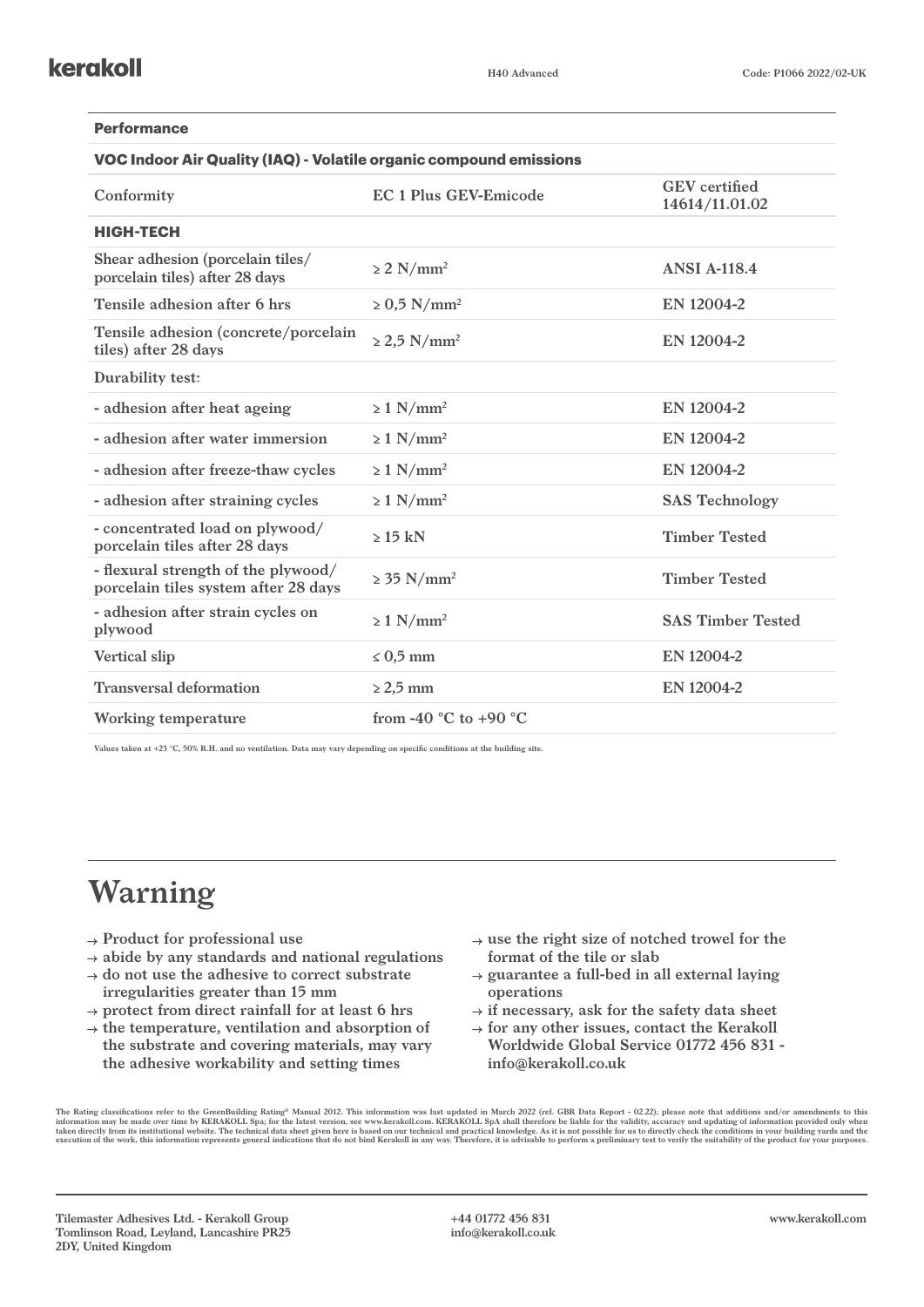| Performance | | |
|---|---|---|
| **VOC Indoor Air Quality (IAQ) - Volatile organic compound emissions** | | |
| Conformity | EC 1 Plus GEV-Emicode | GEV certified 14614/11.01.02 |
| **HIGH-TECH** | | |
| Shear adhesion (porcelain tiles/ porcelain tiles) after 28 days | ≥ 2 N/mm² | ANSI A-118.4 |
| Tensile adhesion after 6 hrs | ≥ 0,5 N/mm² | EN 12004-2 |
| Tensile adhesion (concrete/porcelain tiles) after 28 days | ≥ 2,5 N/mm² | EN 12004-2 |
| Durability test: | | |
| - adhesion after heat ageing | ≥ 1 N/mm² | EN 12004-2 |
| - adhesion after water immersion | ≥ 1 N/mm² | EN 12004-2 |
| - adhesion after freeze-thaw cycles | ≥ 1 N/mm² | EN 12004-2 |
| - adhesion after straining cycles | ≥ 1 N/mm² | SAS Technology |
| - concentrated load on plywood/ porcelain tiles after 28 days | ≥ 15 kN | Timber Tested |
| - flexural strength of the plywood/ porcelain tiles system after 28 days | ≥ 35 N/mm² | Timber Tested |
| - adhesion after strain cycles on plywood | ≥ 1 N/mm² | SAS Timber Tested |
| Vertical slip | ≤ 0,5 mm | EN 12004-2 |
| Transversal deformation | ≥ 2,5 mm | EN 12004-2 |
| Working temperature | from -40 °C to +90 °C | |

Values taken at +23 °C, 50% R.H. and no ventilation. Data may vary depending on specific conditions at the building site.

# Warning

- → Product for professional use
- → abide by any standards and national regulations
- → do not use the adhesive to correct substrate irregularities greater than 15 mm
- → protect from direct rainfall for at least 6 hrs
- → the temperature, ventilation and absorption of the substrate and covering materials, may vary the adhesive workability and setting times
- → use the right size of notched trowel for the format of the tile or slab
- → guarantee a full-bed in all external laying operations
- → if necessary, ask for the safety data sheet
- → for any other issues, contact the Kerakoll Worldwide Global Service 01772 456 831 - info@kerakoll.co.uk

The Rating classifications refer to the GreenBuilding Rating® Manual 2012. This information was last updated in March 2022 (ref. GBR Data Report - 02.22); please note that additions and/or amendments to this information may be made over time by KERAKOLL SpA; for the latest version, see www.kerakoll.com. KERAKOLL SpA shall therefore be liable for the validity, accuracy and updating of information provided only when taken directly from its institutional website. The technical data sheet given here is based on our technical and practical knowledge. As it is not possible for us to directly check the conditions in your building yards and the execution of the work, this information represents general indications that do not bind Kerakoll in any way. Therefore, it is advisable to perform a preliminary test to verify the suitability of the product for your purposes.

Tilemaster Adhesives Ltd. - Kerakoll Group
Tomlinson Road, Leyland, Lancashire PR25 2DY, United Kingdom

+44 01772 456 831
info@kerakoll.co.uk

www.kerakoll.com